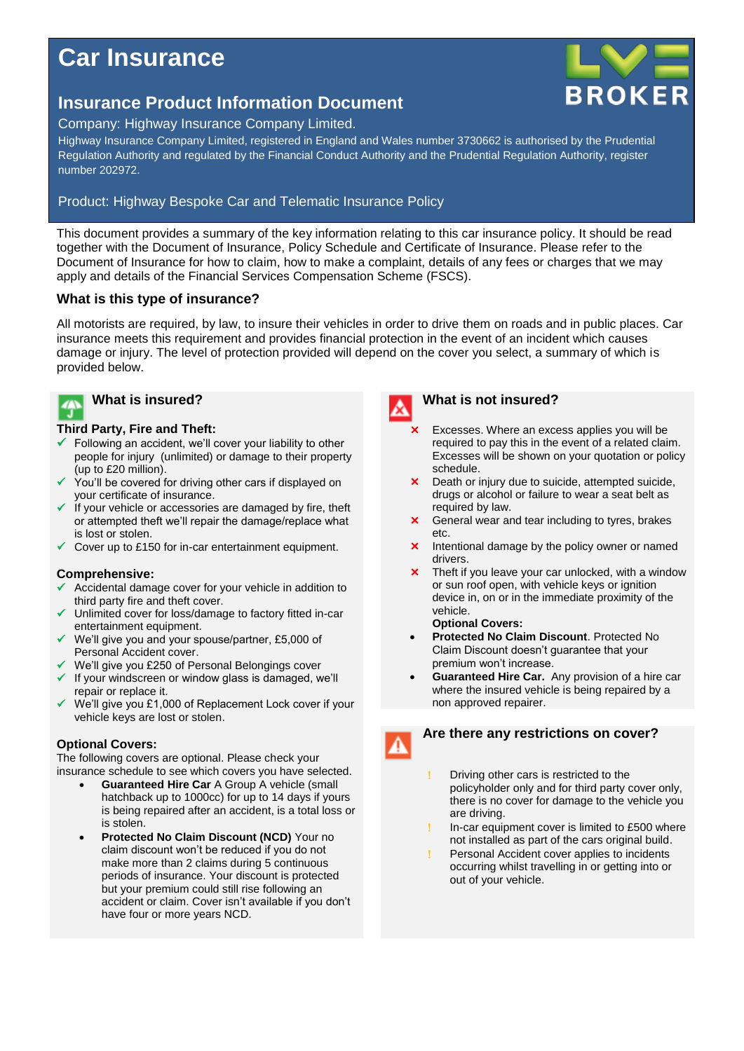# Car Insurance

## Insurance Product Information Document

Company: Highway Insurance Company Limited.

Highway Insurance Company Limited, registered in England and Wales number 3730662 is authorised by the Prudential Regulation Authority and regulated by the Financial Conduct Authority and the Prudential Regulation Authority, register number 202972.

Product: Highway Bespoke Car and Telematic Insurance Policy

This document provides a summary of the key information relating to this car insurance policy. It should be read together with the Document of Insurance, Policy Schedule and Certificate of Insurance. Please refer to the Document of Insurance for how to claim, how to make a complaint, details of any fees or charges that we may apply and details of the Financial Services Compensation Scheme (FSCS).

### What is this type of insurance?

All motorists are required, by law, to insure their vehicles in order to drive them on roads and in public places. Car insurance meets this requirement and provides financial protection in the event of an incident which causes damage or injury. The level of protection provided will depend on the cover you select, a summary of which is provided below.

### What is insured?

**Third Party, Fire and Theft:**

- ✓ Following an accident, we'll cover your liability to other people for injury (unlimited) or damage to their property (up to £20 million).
- ✓ You'll be covered for driving other cars if displayed on your certificate of insurance.
- ✓ If your vehicle or accessories are damaged by fire, theft or attempted theft we'll repair the damage/replace what is lost or stolen.
- ✓ Cover up to £150 for in-car entertainment equipment.

**Comprehensive:**

- ✓ Accidental damage cover for your vehicle in addition to third party fire and theft cover.
- ✓ Unlimited cover for loss/damage to factory fitted in-car entertainment equipment.
- ✓ We'll give you and your spouse/partner, £5,000 of Personal Accident cover.
- ✓ We'll give you £250 of Personal Belongings cover
- ✓ If your windscreen or window glass is damaged, we'll repair or replace it.
- ✓ We'll give you £1,000 of Replacement Lock cover if your vehicle keys are lost or stolen.

**Optional Covers:**

The following covers are optional. Please check your insurance schedule to see which covers you have selected.

- **Guaranteed Hire Car** A Group A vehicle (small hatchback up to 1000cc) for up to 14 days if yours is being repaired after an accident, is a total loss or is stolen.
- **Protected No Claim Discount (NCD)** Your no claim discount won't be reduced if you do not make more than 2 claims during 5 continuous periods of insurance. Your discount is protected but your premium could still rise following an accident or claim. Cover isn't available if you don't have four or more years NCD.

### What is not insured?

- ✗ Excesses. Where an excess applies you will be required to pay this in the event of a related claim. Excesses will be shown on your quotation or policy schedule.
- ✗ Death or injury due to suicide, attempted suicide, drugs or alcohol or failure to wear a seat belt as required by law.
- ✗ General wear and tear including to tyres, brakes etc.
- ✗ Intentional damage by the policy owner or named drivers.
- ✗ Theft if you leave your car unlocked, with a window or sun roof open, with vehicle keys or ignition device in, on or in the immediate proximity of the vehicle.

**Optional Covers:**

- **Protected No Claim Discount**. Protected No Claim Discount doesn't guarantee that your premium won't increase.
- **Guaranteed Hire Car.** Any provision of a hire car where the insured vehicle is being repaired by a non approved repairer.

### Are there any restrictions on cover?

- ! Driving other cars is restricted to the policyholder only and for third party cover only, there is no cover for damage to the vehicle you are driving.
- ! In-car equipment cover is limited to £500 where not installed as part of the cars original build.
- ! Personal Accident cover applies to incidents occurring whilst travelling in or getting into or out of your vehicle.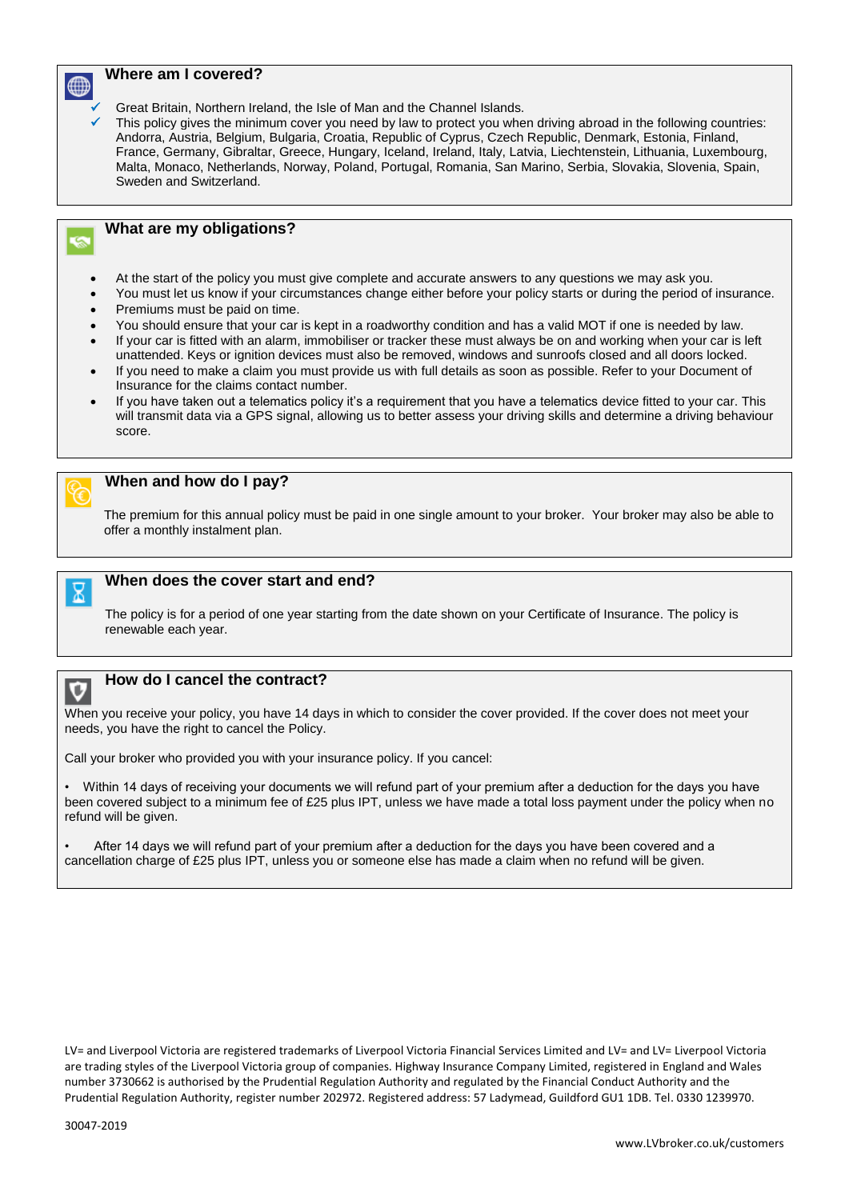## Where am I covered?

- ✓ Great Britain, Northern Ireland, the Isle of Man and the Channel Islands.
- ✓ This policy gives the minimum cover you need by law to protect you when driving abroad in the following countries: Andorra, Austria, Belgium, Bulgaria, Croatia, Republic of Cyprus, Czech Republic, Denmark, Estonia, Finland, France, Germany, Gibraltar, Greece, Hungary, Iceland, Ireland, Italy, Latvia, Liechtenstein, Lithuania, Luxembourg, Malta, Monaco, Netherlands, Norway, Poland, Portugal, Romania, San Marino, Serbia, Slovakia, Slovenia, Spain, Sweden and Switzerland.

## What are my obligations?

- At the start of the policy you must give complete and accurate answers to any questions we may ask you.
- You must let us know if your circumstances change either before your policy starts or during the period of insurance.
- Premiums must be paid on time.
- You should ensure that your car is kept in a roadworthy condition and has a valid MOT if one is needed by law.
- If your car is fitted with an alarm, immobiliser or tracker these must always be on and working when your car is left unattended. Keys or ignition devices must also be removed, windows and sunroofs closed and all doors locked.
- If you need to make a claim you must provide us with full details as soon as possible. Refer to your Document of Insurance for the claims contact number.
- If you have taken out a telematics policy it's a requirement that you have a telematics device fitted to your car. This will transmit data via a GPS signal, allowing us to better assess your driving skills and determine a driving behaviour score.

## When and how do I pay?

The premium for this annual policy must be paid in one single amount to your broker. Your broker may also be able to offer a monthly instalment plan.

## When does the cover start and end?

The policy is for a period of one year starting from the date shown on your Certificate of Insurance. The policy is renewable each year.

## How do I cancel the contract?

When you receive your policy, you have 14 days in which to consider the cover provided. If the cover does not meet your needs, you have the right to cancel the Policy.

Call your broker who provided you with your insurance policy. If you cancel:

- Within 14 days of receiving your documents we will refund part of your premium after a deduction for the days you have been covered subject to a minimum fee of £25 plus IPT, unless we have made a total loss payment under the policy when no refund will be given.
- After 14 days we will refund part of your premium after a deduction for the days you have been covered and a cancellation charge of £25 plus IPT, unless you or someone else has made a claim when no refund will be given.

LV= and Liverpool Victoria are registered trademarks of Liverpool Victoria Financial Services Limited and LV= and LV= Liverpool Victoria are trading styles of the Liverpool Victoria group of companies. Highway Insurance Company Limited, registered in England and Wales number 3730662 is authorised by the Prudential Regulation Authority and regulated by the Financial Conduct Authority and the Prudential Regulation Authority, register number 202972. Registered address: 57 Ladymead, Guildford GU1 1DB. Tel. 0330 1239970.

30047-2019

www.LVbroker.co.uk/customers